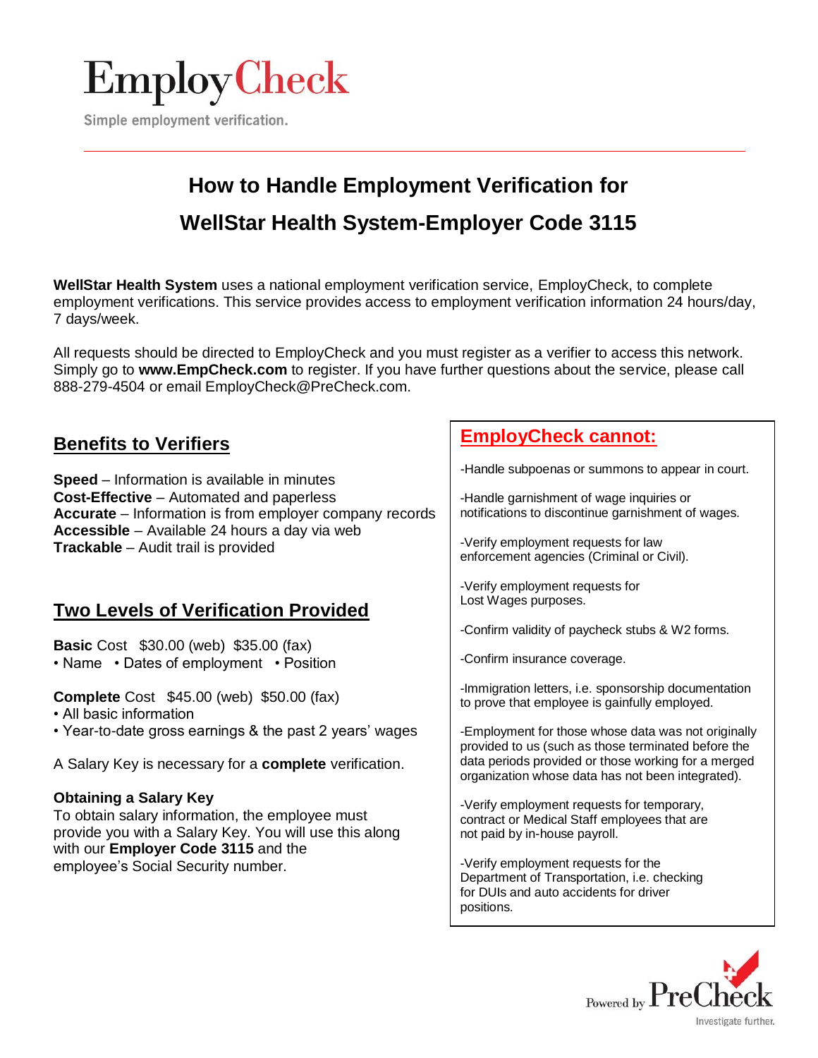EmployCheck

Simple employment verification.

# How to Handle Employment Verification for WellStar Health System-Employer Code 3115

**WellStar Health System** uses a national employment verification service, EmployCheck, to complete employment verifications. This service provides access to employment verification information 24 hours/day, 7 days/week.

All requests should be directed to EmployCheck and you must register as a verifier to access this network. Simply go to **www.EmpCheck.com** to register. If you have further questions about the service, please call 888-279-4504 or email EmployCheck@PreCheck.com.

## Benefits to Verifiers

**Speed** – Information is available in minutes
**Cost-Effective** – Automated and paperless
**Accurate** – Information is from employer company records
**Accessible** – Available 24 hours a day via web
**Trackable** – Audit trail is provided

## Two Levels of Verification Provided

**Basic** Cost $30.00 (web) $35.00 (fax)
• Name • Dates of employment • Position

**Complete** Cost $45.00 (web) $50.00 (fax)
• All basic information
• Year-to-date gross earnings & the past 2 years' wages

A Salary Key is necessary for a **complete** verification.

**Obtaining a Salary Key**
To obtain salary information, the employee must provide you with a Salary Key. You will use this along with our **Employer Code 3115** and the employee's Social Security number.

## EmployCheck cannot:

-Handle subpoenas or summons to appear in court.

-Handle garnishment of wage inquiries or notifications to discontinue garnishment of wages.

-Verify employment requests for law enforcement agencies (Criminal or Civil).

-Verify employment requests for Lost Wages purposes.

-Confirm validity of paycheck stubs & W2 forms.

-Confirm insurance coverage.

-Immigration letters, i.e. sponsorship documentation to prove that employee is gainfully employed.

-Employment for those whose data was not originally provided to us (such as those terminated before the data periods provided or those working for a merged organization whose data has not been integrated).

-Verify employment requests for temporary, contract or Medical Staff employees that are not paid by in-house payroll.

-Verify employment requests for the Department of Transportation, i.e. checking for DUIs and auto accidents for driver positions.

Powered by PreCheck
Investigate further.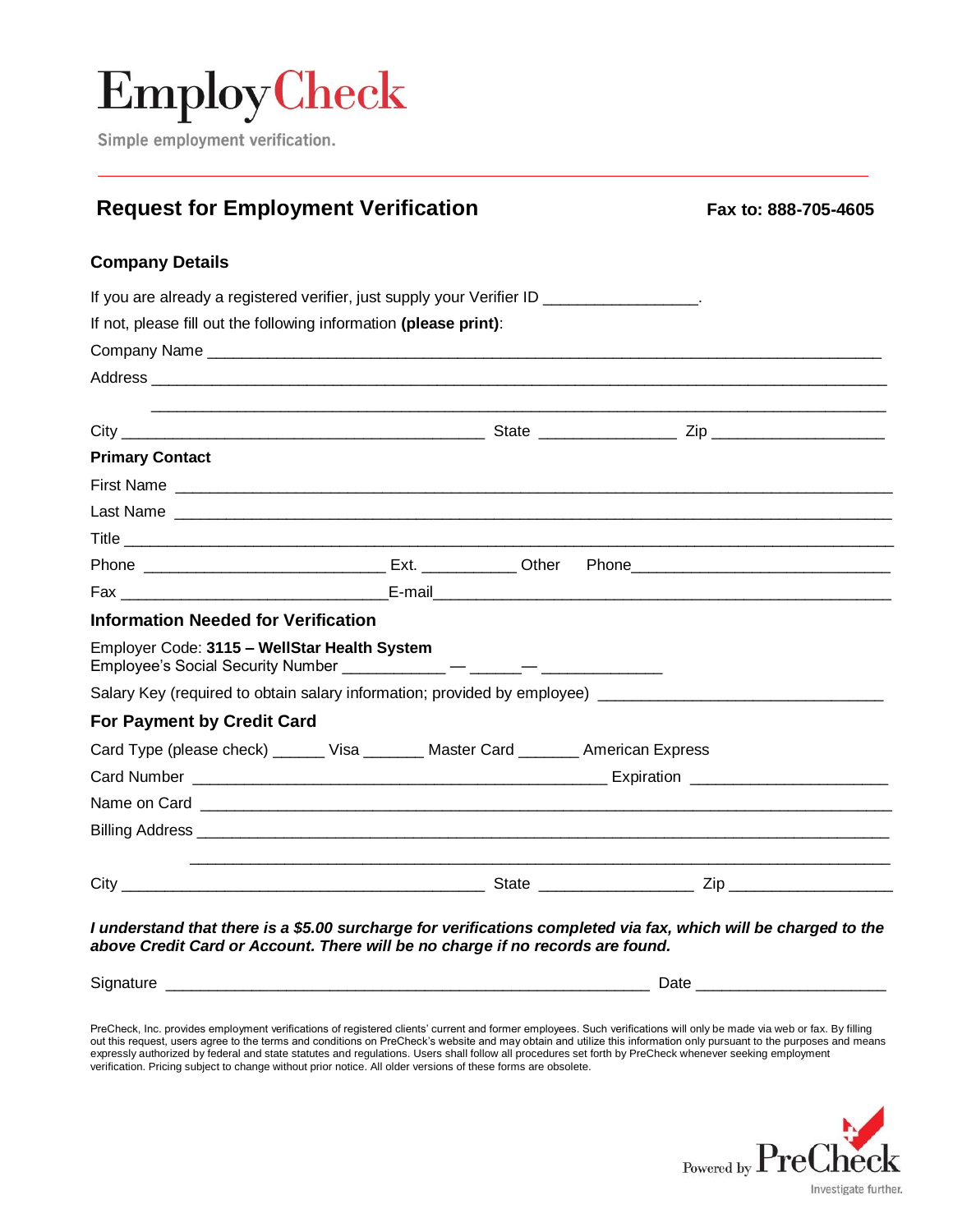# EmployCheck

Simple employment verification.

## Request for Employment Verification

**Fax to: 888-705-4605**

### Company Details

If you are already a registered verifier, just supply your Verifier ID _________________.

If not, please fill out the following information **(please print)**:

Company Name ____________________________________________________________________________

Address ________________________________________________________________________________

________________________________________________________________________________

City ________________________________________ State _______________ Zip ___________________

**Primary Contact**

First Name ______________________________________________________________________________

Last Name ______________________________________________________________________________

Title ___________________________________________________________________________________

Phone ___________________________ Ext. ___________ Other Phone_____________________________

Fax _____________________________E-mail__________________________________________________

### Information Needed for Verification

Employer Code: **3115 – WellStar Health System**
Employee's Social Security Number ___________ — ______— _____________

Salary Key (required to obtain salary information; provided by employee) _______________________________

### For Payment by Credit Card

Card Type (please check) ______ Visa _______ Master Card _______ American Express

Card Number ______________________________________________ Expiration ______________________

Name on Card ____________________________________________________________________________

Billing Address ____________________________________________________________________________

________________________________________________________________________________

City ________________________________________ State _________________ Zip __________________

***I understand that there is a $5.00 surcharge for verifications completed via fax, which will be charged to the above Credit Card or Account. There will be no charge if no records are found.***

Signature ______________________________________________________ Date _____________________

PreCheck, Inc. provides employment verifications of registered clients' current and former employees. Such verifications will only be made via web or fax. By filling out this request, users agree to the terms and conditions on PreCheck's website and may obtain and utilize this information only pursuant to the purposes and means expressly authorized by federal and state statutes and regulations. Users shall follow all procedures set forth by PreCheck whenever seeking employment verification. Pricing subject to change without prior notice. All older versions of these forms are obsolete.

Powered by PreCheck
Investigate further.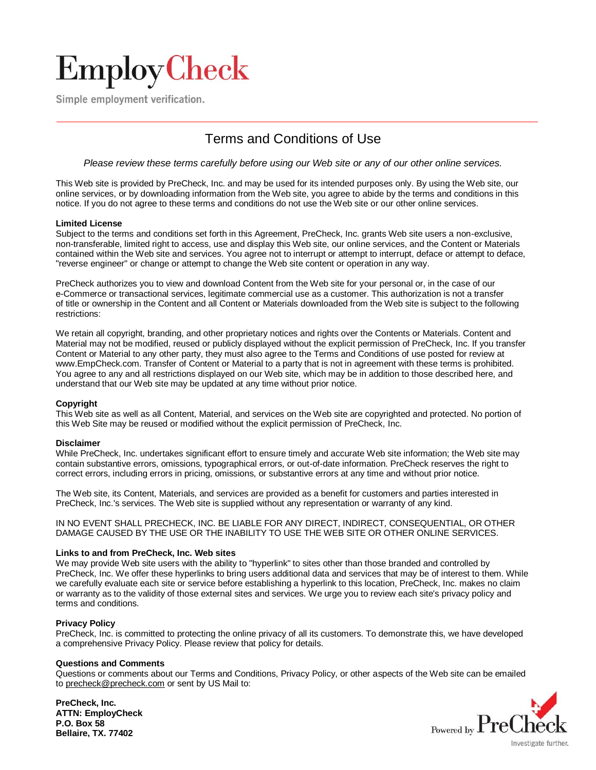# EmployCheck

Simple employment verification.

## Terms and Conditions of Use

*Please review these terms carefully before using our Web site or any of our other online services.*

This Web site is provided by PreCheck, Inc. and may be used for its intended purposes only. By using the Web site, our online services, or by downloading information from the Web site, you agree to abide by the terms and conditions in this notice. If you do not agree to these terms and conditions do not use the Web site or our other online services.

**Limited License**
Subject to the terms and conditions set forth in this Agreement, PreCheck, Inc. grants Web site users a non-exclusive, non-transferable, limited right to access, use and display this Web site, our online services, and the Content or Materials contained within the Web site and services. You agree not to interrupt or attempt to interrupt, deface or attempt to deface, "reverse engineer" or change or attempt to change the Web site content or operation in any way.

PreCheck authorizes you to view and download Content from the Web site for your personal or, in the case of our e-Commerce or transactional services, legitimate commercial use as a customer. This authorization is not a transfer of title or ownership in the Content and all Content or Materials downloaded from the Web site is subject to the following restrictions:

We retain all copyright, branding, and other proprietary notices and rights over the Contents or Materials. Content and Material may not be modified, reused or publicly displayed without the explicit permission of PreCheck, Inc. If you transfer Content or Material to any other party, they must also agree to the Terms and Conditions of use posted for review at www.EmpCheck.com. Transfer of Content or Material to a party that is not in agreement with these terms is prohibited. You agree to any and all restrictions displayed on our Web site, which may be in addition to those described here, and understand that our Web site may be updated at any time without prior notice.

**Copyright**
This Web site as well as all Content, Material, and services on the Web site are copyrighted and protected. No portion of this Web Site may be reused or modified without the explicit permission of PreCheck, Inc.

**Disclaimer**
While PreCheck, Inc. undertakes significant effort to ensure timely and accurate Web site information; the Web site may contain substantive errors, omissions, typographical errors, or out-of-date information. PreCheck reserves the right to correct errors, including errors in pricing, omissions, or substantive errors at any time and without prior notice.

The Web site, its Content, Materials, and services are provided as a benefit for customers and parties interested in PreCheck, Inc.'s services. The Web site is supplied without any representation or warranty of any kind.

IN NO EVENT SHALL PRECHECK, INC. BE LIABLE FOR ANY DIRECT, INDIRECT, CONSEQUENTIAL, OR OTHER DAMAGE CAUSED BY THE USE OR THE INABILITY TO USE THE WEB SITE OR OTHER ONLINE SERVICES.

**Links to and from PreCheck, Inc. Web sites**
We may provide Web site users with the ability to "hyperlink" to sites other than those branded and controlled by PreCheck, Inc. We offer these hyperlinks to bring users additional data and services that may be of interest to them. While we carefully evaluate each site or service before establishing a hyperlink to this location, PreCheck, Inc. makes no claim or warranty as to the validity of those external sites and services. We urge you to review each site's privacy policy and terms and conditions.

**Privacy Policy**
PreCheck, Inc. is committed to protecting the online privacy of all its customers. To demonstrate this, we have developed a comprehensive Privacy Policy. Please review that policy for details.

**Questions and Comments**
Questions or comments about our Terms and Conditions, Privacy Policy, or other aspects of the Web site can be emailed to precheck@precheck.com or sent by US Mail to:

**PreCheck, Inc.**
**ATTN: EmployCheck**
**P.O. Box 58**
**Bellaire, TX. 77402**

Powered by PreCheck
Investigate further.